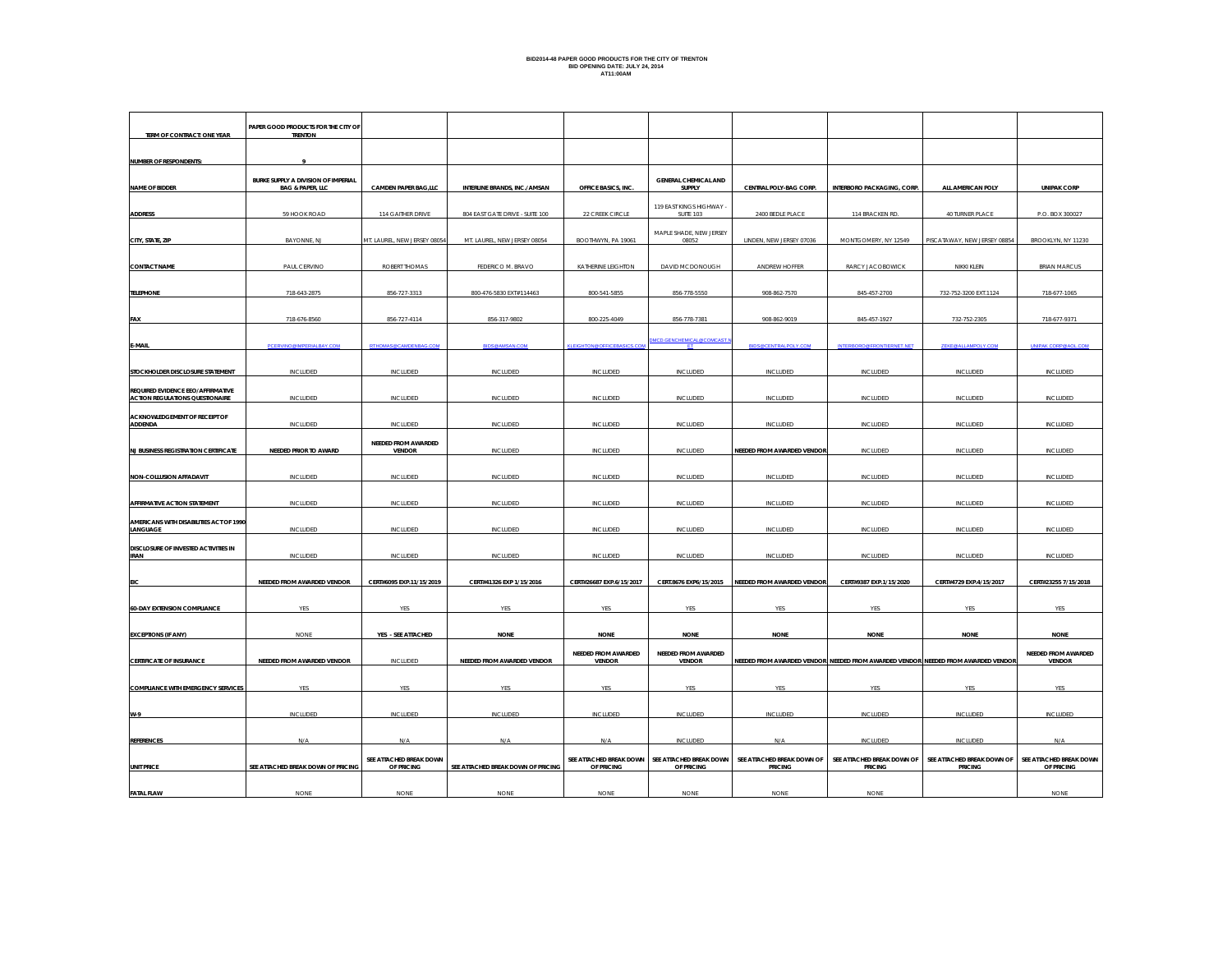**BID2014-48 PAPER GOOD PRODUCTS FOR THE CITY OF TRENTON**
**BID OPENING DATE: JULY 24, 2014**
**AT11:00AM**

| TERM OF CONTRACT: ONE YEAR | PAPER GOOD PRODUCTS FOR THE CITY OF TRENTON | | | | | | | | |
|---|---|---|---|---|---|---|---|---|---|
| NUMBER OF RESPONDENTS: | 9 | | | | | | | | |
| NAME OF BIDDER | BURKE SUPPLY A DIVISION OF IMPERIAL BAG & PAPER, LLC | CAMDEN PAPER BAG,LLC | INTERLINE BRANDS, INC./AMSAN | OFFICE BASICS, INC. | GENERAL CHEMICAL AND SUPPLY | CENTRAL POLY-BAG CORP. | INTERBORO PACKAGING, CORP. | ALL AMERICAN POLY | UNIPAK CORP |
| ADDRESS | 59 HOOK ROAD | 114 GAITHER DRIVE | 804 EAST GATE DRIVE - SUITE 100 | 22 CREEK CIRCLE | 119 EAST KINGS HIGHWAY - SUITE 103 | 2400 BEDLE PLACE | 114 BRACKEN RD. | 40 TURNER PLACE | P.O. BOX 300027 |
| CITY, STATE, ZIP | BAYONNE, NJ | MT. LAUREL, NEW JERSEY 08054 | MT. LAUREL, NEW JERSEY 08054 | BOOTHWYN, PA 19061 | MAPLE SHADE, NEW JERSEY 08052 | LINDEN, NEW JERSEY 07036 | MONTGOMERY, NY 12549 | PISCATAWAY, NEW JERSEY 08854 | BROOKLYN, NY 11230 |
| CONTACT NAME | PAUL CERVINO | ROBERT THOMAS | FEDERICO M. BRAVO | KATHERINE LEIGHTON | DAVID MCDONOUGH | ANDREW HOFFER | RARCY JACOBOWICK | NIKKI KLEIN | BRIAN MARCUS |
| TELEPHONE | 718-643-2875 | 856-727-3313 | 800-476-5830 EXT#114463 | 800-541-5855 | 856-778-5550 | 908-862-7570 | 845-457-2700 | 732-752-3200 EXT.1124 | 718-677-1065 |
| FAX | 718-676-8560 | 856-727-4114 | 856-317-9802 | 800-225-4049 | 856-778-7381 | 908-862-9019 | 845-457-1927 | 732-752-2305 | 718-677-9371 |
| E-MAIL | PCERVINO@IMPERIALBAY.COM | RTHOMAS@CAMDENBAG.COM | BIDS@AMSAN.COM | KLEIGHTON@OFFICEBASICS.COM | DMCD.GENCHEMICAL@COMCAST.NET | BIDS@CENTRALPOLY.COM | INTERBORO@FRONTIERNET.NET | ZEKE@ALLAMPOLY.COM | UNIPAK.CORP@AOL.COM |
| STOCKHOLDER DISCLOSURE STATEMENT | INCLUDED | INCLUDED | INCLUDED | INCLUDED | INCLUDED | INCLUDED | INCLUDED | INCLUDED | INCLUDED |
| REQUIRED EVIDENCE EEO/AFFIRMATIVE ACTION REGULATIONS QUESTIONAIRE | INCLUDED | INCLUDED | INCLUDED | INCLUDED | INCLUDED | INCLUDED | INCLUDED | INCLUDED | INCLUDED |
| ACKNOWLEDGEMENT OF RECEIPT OF ADDENDA | INCLUDED | INCLUDED | INCLUDED | INCLUDED | INCLUDED | INCLUDED | INCLUDED | INCLUDED | INCLUDED |
| NJ BUSINESS REGISTRATION CERTIFICATE | NEEDED PRIOR TO AWARD | NEEDED FROM AWARDED VENDOR | INCLUDED | INCLUDED | INCLUDED | NEEDED FROM AWARDED VENDOR | INCLUDED | INCLUDED | INCLUDED |
| NON-COLLUSION AFFADAVIT | INCLUDED | INCLUDED | INCLUDED | INCLUDED | INCLUDED | INCLUDED | INCLUDED | INCLUDED | INCLUDED |
| AFFIRMATIVE ACTION STATEMENT | INCLUDED | INCLUDED | INCLUDED | INCLUDED | INCLUDED | INCLUDED | INCLUDED | INCLUDED | INCLUDED |
| AMERICANS WITH DISABILITIES ACT OF 1990 LANGUAGE | INCLUDED | INCLUDED | INCLUDED | INCLUDED | INCLUDED | INCLUDED | INCLUDED | INCLUDED | INCLUDED |
| DISCLOSURE OF INVESTED ACTIVITIES IN IRAN | INCLUDED | INCLUDED | INCLUDED | INCLUDED | INCLUDED | INCLUDED | INCLUDED | INCLUDED | INCLUDED |
| EIC | NEEDED FROM AWARDED VENDOR | CERT#6095 EXP.11/15/2019 | CERT#41326 EXP 1/15/2016 | CERT#26687 EXP.6/15/2017 | CERT.8676 EXP6/15/2015 | NEEDED FROM AWARDED VENDOR | CERT#9387 EXP.1/15/2020 | CERT#4729 EXP.4/15/2017 | CERT#23255 7/15/2018 |
| 60-DAY EXTENSION COMPLIANCE | YES | YES | YES | YES | YES | YES | YES | YES | YES |
| EXCEPTIONS (IF ANY) | NONE | YES - SEE ATTACHED | NONE | NONE | NONE | NONE | NONE | NONE | NONE |
| CERTIFICATE OF INSURANCE | NEEDED FROM AWARDED VENDOR | INCLUDED | NEEDED FROM AWARDED VENDOR | NEEDED FROM AWARDED VENDOR | NEEDED FROM AWARDED VENDOR | NEEDED FROM AWARDED VENDOR | NEEDED FROM AWARDED VENDOR | NEEDED FROM AWARDED VENDOR | NEEDED FROM AWARDED VENDOR |
| COMPLIANCE WITH EMERGENCY SERVICES | YES | YES | YES | YES | YES | YES | YES | YES | YES |
| W-9 | INCLUDED | INCLUDED | INCLUDED | INCLUDED | INCLUDED | INCLUDED | INCLUDED | INCLUDED | INCLUDED |
| REFERENCES | N/A | N/A | N/A | N/A | INCLUDED | N/A | INCLUDED | INCLUDED | N/A |
| UNIT PRICE | SEE ATTACHED BREAK DOWN OF PRICING | SEE ATTACHED BREAK DOWN OF PRICING | SEE ATTACHED BREAK DOWN OF PRICING | SEE ATTACHED BREAK DOWN OF PRICING | SEE ATTACHED BREAK DOWN OF PRICING | SEE ATTACHED BREAK DOWN OF PRICING | SEE ATTACHED BREAK DOWN OF PRICING | SEE ATTACHED BREAK DOWN OF PRICING | SEE ATTACHED BREAK DOWN OF PRICING |
| FATAL FLAW | NONE | NONE | NONE | NONE | NONE | NONE | NONE | | NONE |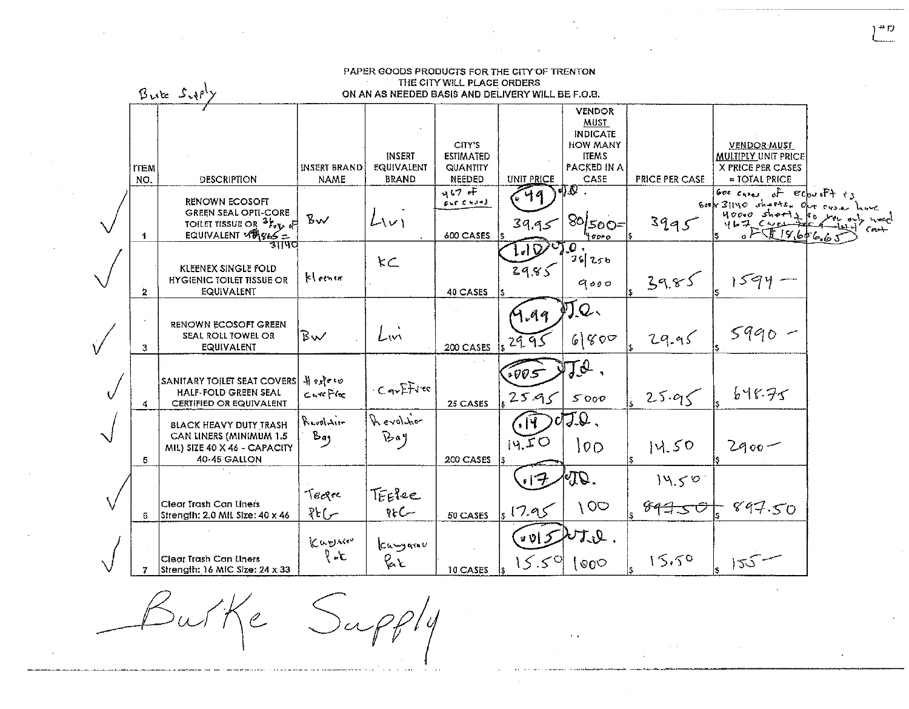Burke Supply

PAPER GOODS PRODUCTS FOR THE CITY OF TRENTON
THE CITY WILL PLACE ORDERS
ON AN AS NEEDED BASIS AND DELIVERY WILL BE F.O.B.

| | ITEM NO. | DESCRIPTION | INSERT BRAND NAME | INSERT EQUIVALENT BRAND | CITY'S ESTIMATED QUANTITY NEEDED | UNIT PRICE | VENDOR MUST INDICATE HOW MANY ITEMS PACKED IN A CASE | PRICE PER CASE | VENDOR MUST MULTIPLY UNIT PRICE X PRICE PER CASES = TOTAL PRICE |
|---|---|---|---|---|---|---|---|---|---|
| √ | 1 | RENOWN ECOSOFT GREEN SEAL OPTI-CORE TOILET TISSUE OR 34% of EQUIVALENT 48/865 = 31140 | BW | Livi | 467 of our cases 600 CASES | .49 J.Q. $ 39.95 | 80/500= 40000 | $ 3995 | 600 cases of Ecosoft is 600 x 31140 sheets. Our cases have 40000 sheets so you only need 467 cases for a total cost of $ 18,656.65 |
| √ | 2 | KLEENEX SINGLE FOLD HYGIENIC TOILET TISSUE OR EQUIVALENT | Kleenex | KC | 40 CASES | 1.10 J.Q. $ 39.85 | 36/250 9000 | $ 39.85 | $ 1594 — |
| √ | 3 | RENOWN ECOSOFT GREEN SEAL ROLL TOWEL OR EQUIVALENT | BW | Livi | 200 CASES | 4.99 J.Q. $ 29.95 | 6/800 | $ 29.95 | $ 5990 — |
| √ | 4 | SANITARY TOILET SEAT COVERS HALF-FOLD GREEN SEAL CERTIFIED OR EQUIVALENT | Hospeco CareFree | CareFree | 25 CASES | .005 J.Q. $ 25.95 | 5000 | $ 25.95 | $ 648.75 |
| √ | 5 | BLACK HEAVY DUTY TRASH CAN LINERS (MINIMUM 1.5 MIL) SIZE 40 X 46 - CAPACITY 40-45 GALLON | Revolution Bag | Revolution Bag | 200 CASES | .14 J.Q. $ 14.50 | 100 | $ 14.50 | $ 2900 — |
| √ | 6 | Clear Trash Can Liners Strength: 2.0 MIL Size: 40 x 46 | TeePee PtC | TEEPee PtC | 50 CASES | .17 J.Q. $ 17.95 | 100 | 14.50 ~~897.50~~ $ | $ 897.50 |
| √ | 7 | Clear Trash Can Liners Strength: 16 MIC Size: 24 x 33 | Kangaroo Pak | Kangaroo Pak | 10 CASES | .015 J.Q. $ 15.50 | 1000 | $ 15.50 | $ 155 — |

Burke Supply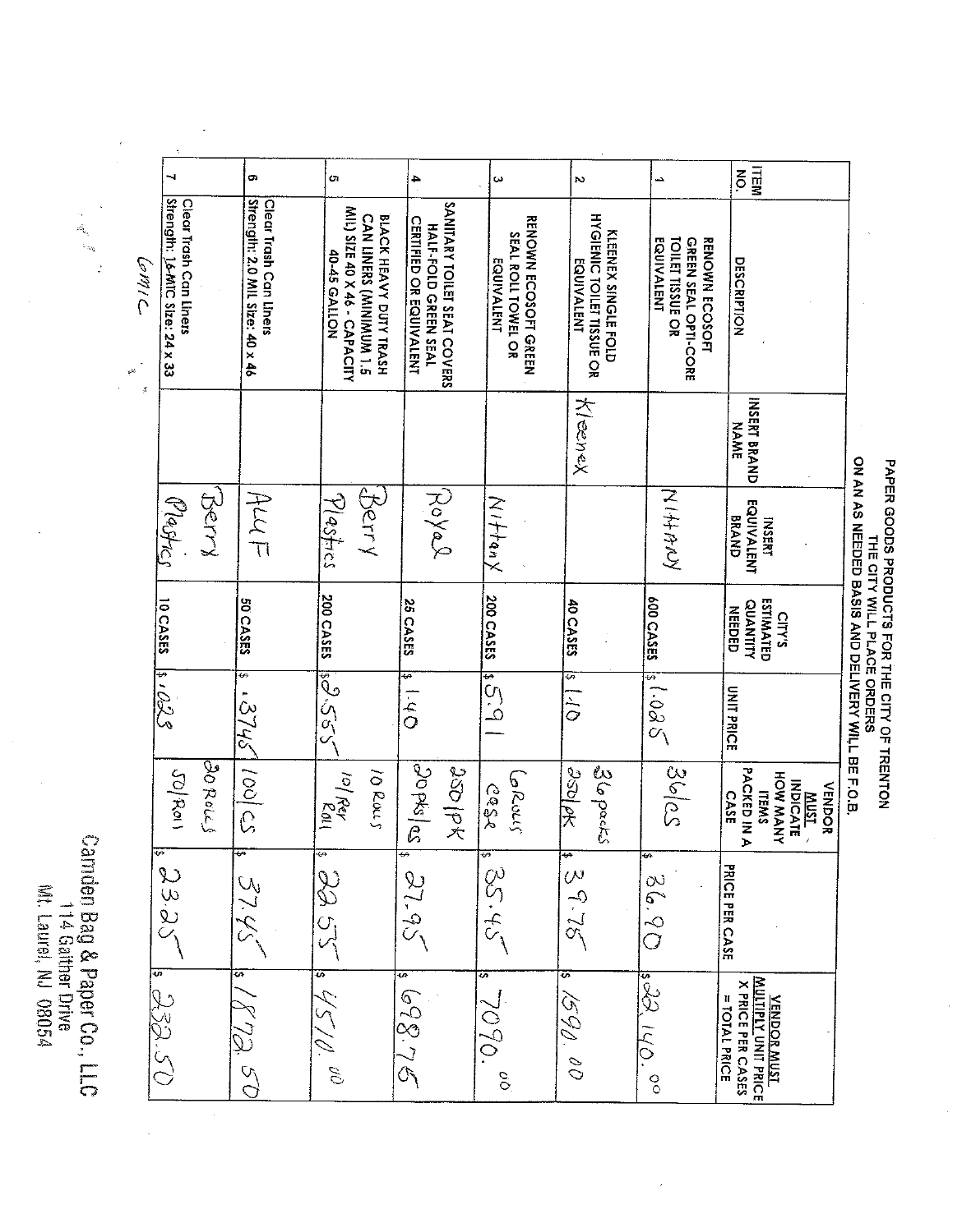# PAPER GOODS PRODUCTS FOR THE CITY OF TRENTON

THE CITY WILL PLACE ORDERS

ON AN AS NEEDED BASIS AND DELIVERY WILL BE F.O.B.

| ITEM NO. | DESCRIPTION | INSERT BRAND NAME | INSERT EQUIVALENT BRAND | CITY'S ESTIMATED QUANTITY NEEDED | UNIT PRICE | VENDOR MUST INDICATE HOW MANY ITEMS PACKED IN A CASE | PRICE PER CASE | VENDOR MUST MULTIPLY UNIT PRICE X PRICE PER CASES = TOTAL PRICE |
|---|---|---|---|---|---|---|---|---|
| 1 | RENOWN ECOSOFT GREEN SEAL OPTI-CORE TOILET TISSUE OR EQUIVALENT | | Nittany | 600 CASES | $ 1.025 | 36/cs | $ 36.90 | $ 22,140.00 |
| 2 | KLEENEX SINGLE FOLD HYGIENIC TOILET TISSUE OR EQUIVALENT | Kleenex | | 40 CASES | $ 1.10 | 36 packs 250/pk | $ 39.75 | $ 1590.00 |
| 3 | RENOWN ECOSOFT GREEN SEAL ROLL TOWEL OR EQUIVALENT | | Nittany | 200 CASES | $ 5.91 | 6 Rolls case | $ 35.45 | $ 7090.00 |
| 4 | SANITARY TOILET SEAT COVERS HALF-FOLD GREEN SEAL CERTIFIED OR EQUIVALENT | | Royal | 25 CASES | $ 1.40 | 250/PK 20 pks/cs | $ 27.95 | $ 698.75 |
| 5 | BLACK HEAVY DUTY TRASH CAN LINERS (MINIMUM 1.5 MIL) SIZE 40 X 46 - CAPACITY 40-45 GALLON | | Berry Plastics | 200 CASES | $ 2.555 | 10 Rolls 10/per Roll | $ 22.55 | $ 4510.00 |
| 6 | Clear Trash Can Liners Strength: 2.0 MIL Size: 40 x 46 | | AEP/F | 50 CASES | $ .3745 | 100/cs | $ 37.45 | $ 1872.50 |
| 7 | Clear Trash Can Liners Strength: 16-MIC Size: 24 x 33 | | Berry Plastics | 10 CASES | $ .023 | 20 Rolls 50/Roll | $ 23.25 | $ 232.50 |

Camden Bag & Paper Co., LLC
114 Gaither Drive
Mt. Laurel, NJ 08054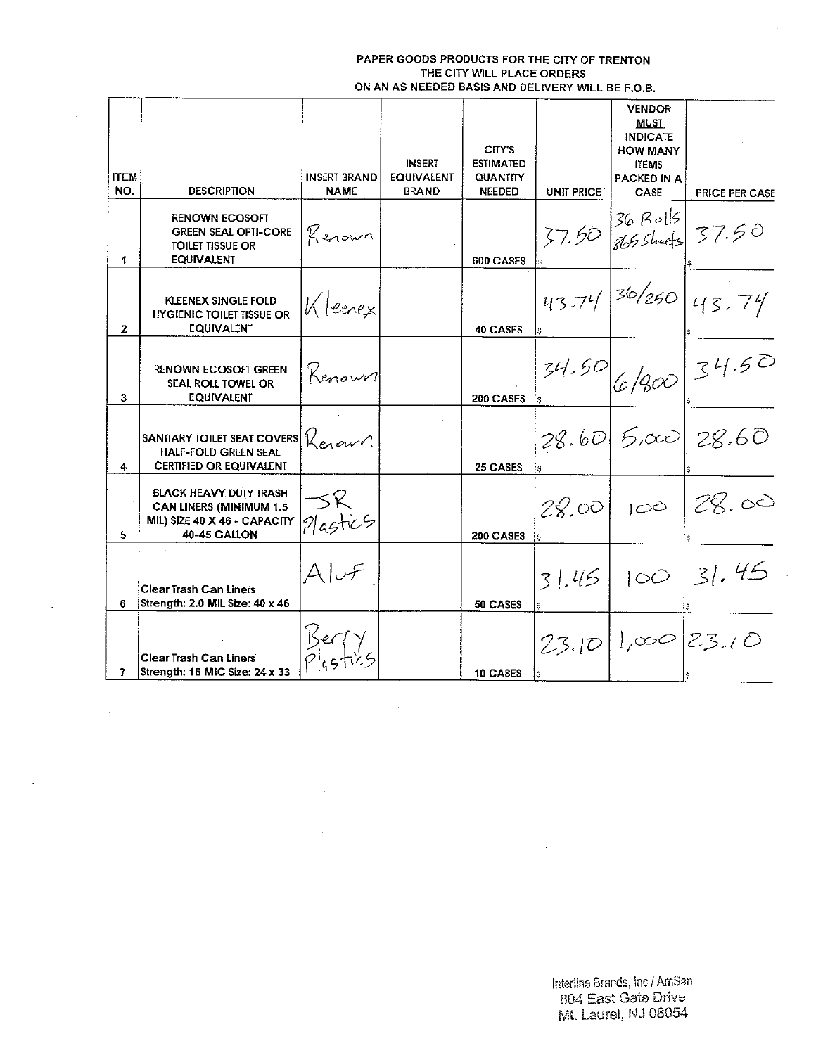**PAPER GOODS PRODUCTS FOR THE CITY OF TRENTON**
**THE CITY WILL PLACE ORDERS**
**ON AN AS NEEDED BASIS AND DELIVERY WILL BE F.O.B.**

| ITEM NO. | DESCRIPTION | INSERT BRAND NAME | INSERT EQUIVALENT BRAND | CITY'S ESTIMATED QUANTITY NEEDED | UNIT PRICE | VENDOR MUST INDICATE HOW MANY ITEMS PACKED IN A CASE | PRICE PER CASE |
|---|---|---|---|---|---|---|---|
| 1 | RENOWN ECOSOFT GREEN SEAL OPTI-CORE TOILET TISSUE OR EQUIVALENT | Renown | | 600 CASES | $ 37.50 | 36 Rolls 865 Sheets | $ 37.50 |
| 2 | KLEENEX SINGLE FOLD HYGIENIC TOILET TISSUE OR EQUIVALENT | Kleenex | | 40 CASES | $ 43.74 | 36/250 | $ 43.74 |
| 3 | RENOWN ECOSOFT GREEN SEAL ROLL TOWEL OR EQUIVALENT | Renown | | 200 CASES | $ 34.50 | 6/800 | $ 34.50 |
| 4 | SANITARY TOILET SEAT COVERS HALF-FOLD GREEN SEAL CERTIFIED OR EQUIVALENT | Renown | | 25 CASES | $ 28.60 | 5,000 | $ 28.60 |
| 5 | BLACK HEAVY DUTY TRASH CAN LINERS (MINIMUM 1.5 MIL) SIZE 40 X 46 - CAPACITY 40-45 GALLON | SR Plastics | | 200 CASES | $ 28.00 | 100 | $ 28.00 |
| 6 | Clear Trash Can Liners Strength: 2.0 MIL Size: 40 x 46 | Aluf | | 50 CASES | $ 31.45 | 100 | $ 31.45 |
| 7 | Clear Trash Can Liners Strength: 16 MIC Size: 24 x 33 | Berry Plastics | | 10 CASES | $ 23.10 | 1,000 | $ 23.10 |

Interline Brands, Inc / AmSan
804 East Gate Drive
Mt. Laurel, NJ 08054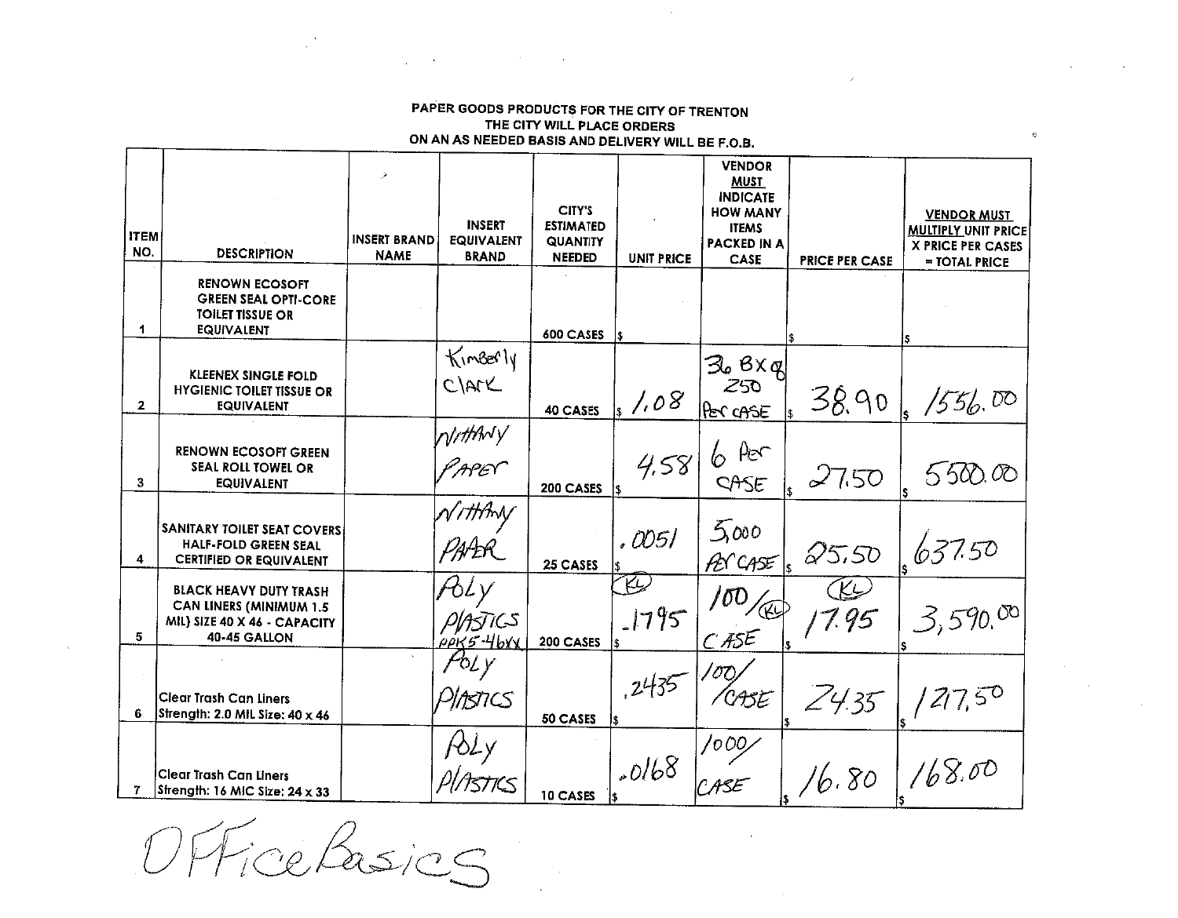**PAPER GOODS PRODUCTS FOR THE CITY OF TRENTON**
**THE CITY WILL PLACE ORDERS**
**ON AN AS NEEDED BASIS AND DELIVERY WILL BE F.O.B.**

| ITEM NO. | DESCRIPTION | INSERT BRAND NAME | INSERT EQUIVALENT BRAND | CITY'S ESTIMATED QUANTITY NEEDED | UNIT PRICE | VENDOR MUST INDICATE HOW MANY ITEMS PACKED IN A CASE | PRICE PER CASE | VENDOR MUST MULTIPLY UNIT PRICE X PRICE PER CASES = TOTAL PRICE |
|---|---|---|---|---|---|---|---|---|
| 1 | RENOWN ECOSOFT GREEN SEAL OPTI-CORE TOILET TISSUE OR EQUIVALENT | | | 600 CASES | $ | | $ | $ |
| 2 | KLEENEX SINGLE FOLD HYGIENIC TOILET TISSUE OR EQUIVALENT | | Kimberly Clark | 40 CASES | $ 1.08 | 36 BX of 250 Per CASE | $ 38.90 | $ 1556.00 |
| 3 | RENOWN ECOSOFT GREEN SEAL ROLL TOWEL OR EQUIVALENT | | Nittany Paper | 200 CASES | $ 4.58 | 6 Per CASE | $ 27.50 | $ 5500.00 |
| 4 | SANITARY TOILET SEAT COVERS HALF-FOLD GREEN SEAL CERTIFIED OR EQUIVALENT | | Nittany Paper | 25 CASES | $ .0051 | 5,000 Per CASE | $ 25.50 | $ 637.50 |
| 5 | BLACK HEAVY DUTY TRASH CAN LINERS (MINIMUM 1.5 MIL) SIZE 40 X 46 - CAPACITY 40-45 GALLON | | Poly Plastics PPK5-46XX | 200 CASES | $ (KL) .1795 | 100/(KL) CASE | $ (KL) 17.95 | $ 3,590.00 |
| 6 | Clear Trash Can Liners Strength: 2.0 MIL Size: 40 x 46 | | Poly Plastics | 50 CASES | $ .2435 | 100/CASE | $ 24.35 | $ 1217.50 |
| 7 | Clear Trash Can Liners Strength: 16 MIC Size: 24 x 33 | | Poly Plastics | 10 CASES | $ .0168 | 1000/CASE | $ 16.80 | $ 168.00 |

Office Basics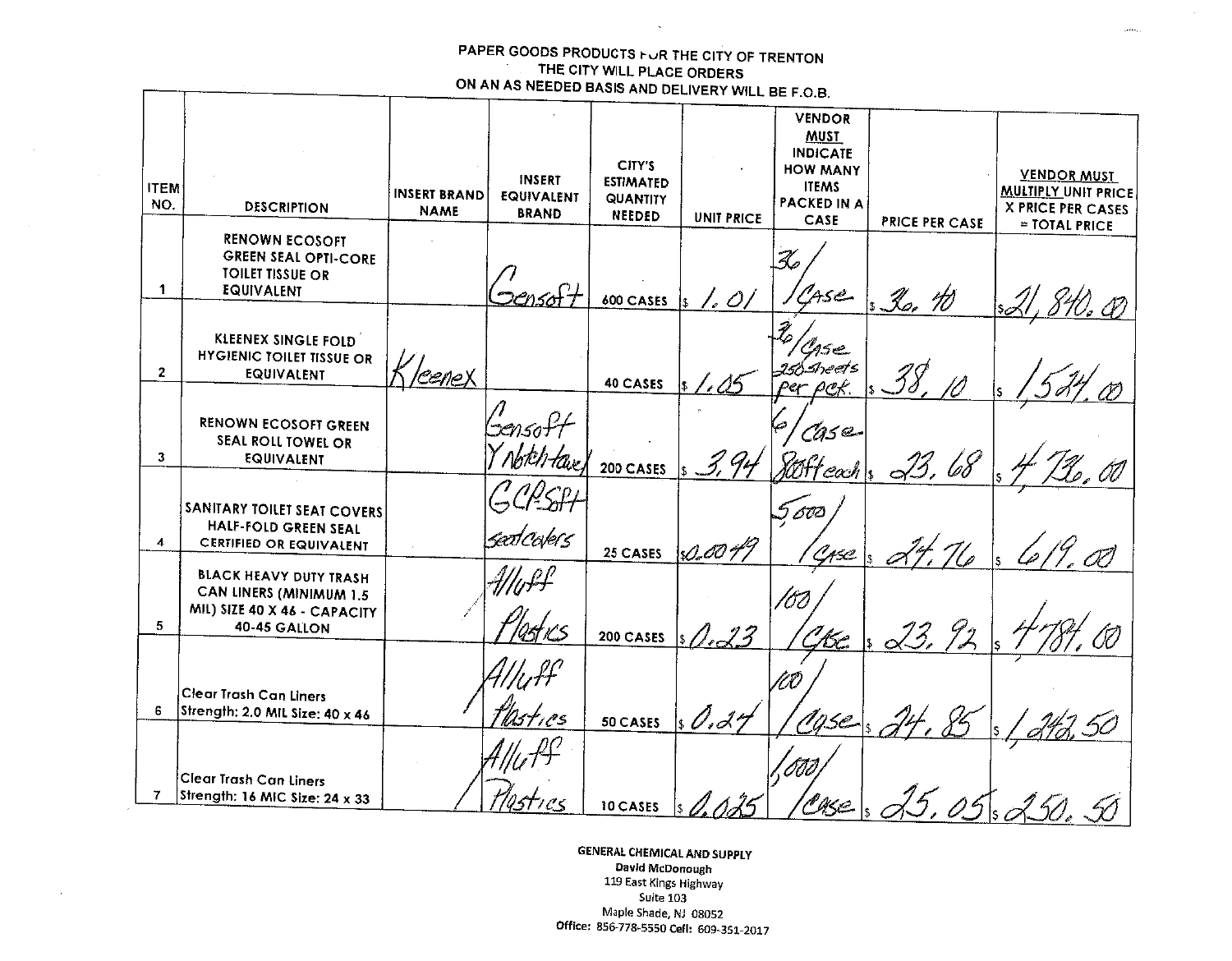PAPER GOODS PRODUCTS FOR THE CITY OF TRENTON
THE CITY WILL PLACE ORDERS
ON AN AS NEEDED BASIS AND DELIVERY WILL BE F.O.B.

| ITEM NO. | DESCRIPTION | INSERT BRAND NAME | INSERT EQUIVALENT BRAND | CITY'S ESTIMATED QUANTITY NEEDED | UNIT PRICE | VENDOR MUST INDICATE HOW MANY ITEMS PACKED IN A CASE | PRICE PER CASE | VENDOR MUST MULTIPLY UNIT PRICE X PRICE PER CASES = TOTAL PRICE |
|---|---|---|---|---|---|---|---|---|
| 1 | RENOWN ECOSOFT GREEN SEAL OPTI-CORE TOILET TISSUE OR EQUIVALENT | | Gensoft | 600 CASES | $ 1.01 | 36/Case | $ 36.40 | $ 21,840.00 |
| 2 | KLEENEX SINGLE FOLD HYGIENIC TOILET TISSUE OR EQUIVALENT | Kleenex | | 40 CASES | $ 1.05 | 36/Case 250 sheets per pck. | $ 38.10 | $ 1,524.00 |
| 3 | RENOWN ECOSOFT GREEN SEAL ROLL TOWEL OR EQUIVALENT | | Gensoft Y Notch towel | 200 CASES | $ 3.94 | 6/Case 800ft each | $ 23.68 | $ 4,736.00 |
| 4 | SANITARY TOILET SEAT COVERS HALF-FOLD GREEN SEAL CERTIFIED OR EQUIVALENT | | GCPSoft seat covers | 25 CASES | $ 0.0049 | 5,000/Case | $ 24.76 | $ 619.00 |
| 5 | BLACK HEAVY DUTY TRASH CAN LINERS (MINIMUM 1.5 MIL) SIZE 40 X 46 - CAPACITY 40-45 GALLON | | Alluff Plastics | 200 CASES | $ 0.23 | 100/Case | $ 23.92 | $ 4,784.00 |
| 6 | Clear Trash Can Liners Strength: 2.0 MIL Size: 40 x 46 | | Alluff Plastics | 50 CASES | $ 0.24 | 100/Case | $ 24.85 | $ 1,242.50 |
| 7 | Clear Trash Can Liners Strength: 16 MIC Size: 24 x 33 | | Alluff Plastics | 10 CASES | $ 0.025 | 1,000/Case | $ 25.05 | $ 250.50 |

**GENERAL CHEMICAL AND SUPPLY**
**David McDonough**
119 East Kings Highway
Suite 103
Maple Shade, NJ 08052
**Office:** 856-778-5550 **Cell:** 609-351-2017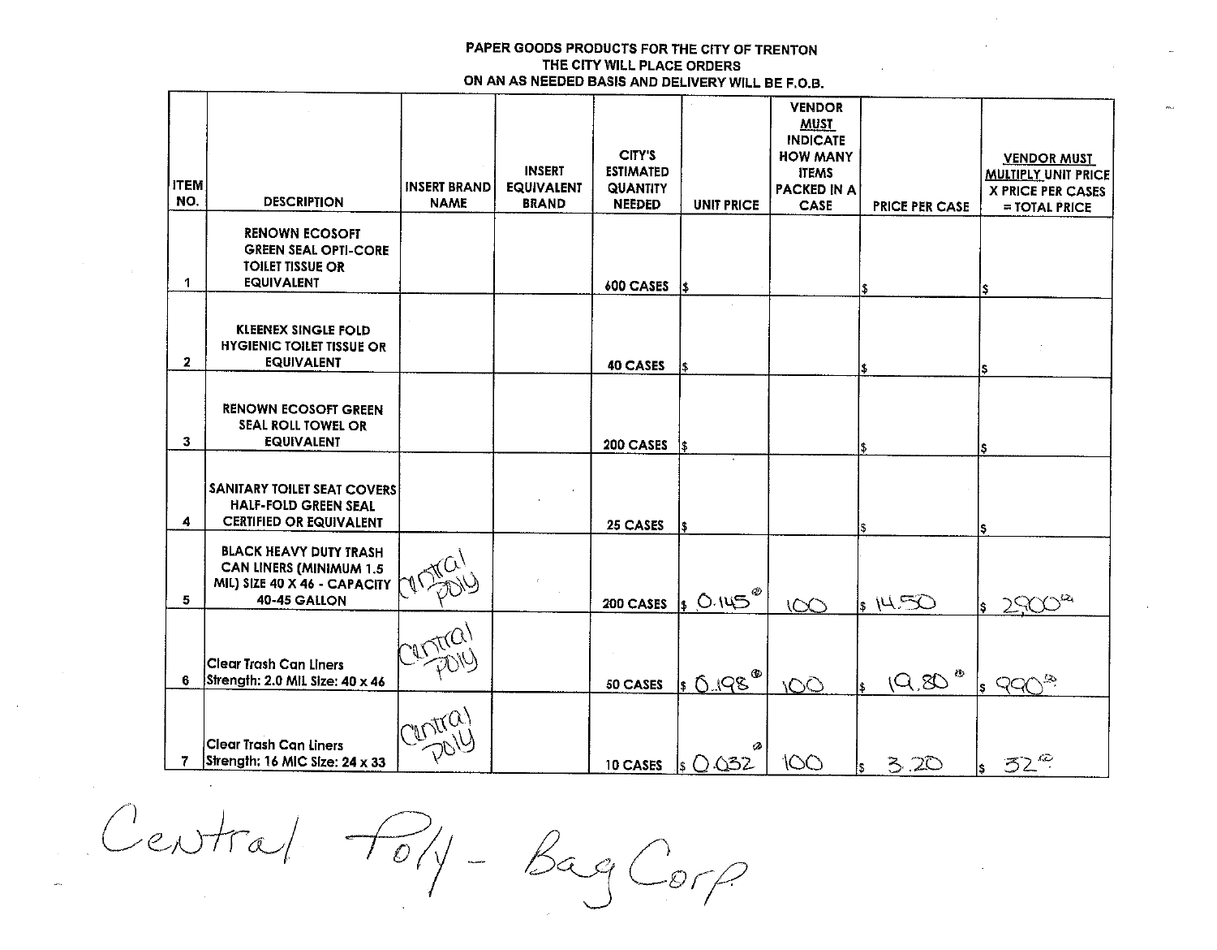**PAPER GOODS PRODUCTS FOR THE CITY OF TRENTON**
**THE CITY WILL PLACE ORDERS**
**ON AN AS NEEDED BASIS AND DELIVERY WILL BE F.O.B.**

| ITEM NO. | DESCRIPTION | INSERT BRAND NAME | INSERT EQUIVALENT BRAND | CITY'S ESTIMATED QUANTITY NEEDED | UNIT PRICE | VENDOR MUST INDICATE HOW MANY ITEMS PACKED IN A CASE | PRICE PER CASE | VENDOR MUST MULTIPLY UNIT PRICE X PRICE PER CASES = TOTAL PRICE |
|---|---|---|---|---|---|---|---|---|
| 1 | RENOWN ECOSOFT GREEN SEAL OPTI-CORE TOILET TISSUE OR EQUIVALENT | | | 600 CASES | $ | | $ | $ |
| 2 | KLEENEX SINGLE FOLD HYGIENIC TOILET TISSUE OR EQUIVALENT | | | 40 CASES | $ | | $ | $ |
| 3 | RENOWN ECOSOFT GREEN SEAL ROLL TOWEL OR EQUIVALENT | | | 200 CASES | $ | | $ | $ |
| 4 | SANITARY TOILET SEAT COVERS HALF-FOLD GREEN SEAL CERTIFIED OR EQUIVALENT | | | 25 CASES | $ | | $ | $ |
| 5 | BLACK HEAVY DUTY TRASH CAN LINERS (MINIMUM 1.5 MIL) SIZE 40 X 46 - CAPACITY 40-45 GALLON | Central Poly | | 200 CASES | $ 0.145 | 100 | $ 14.50 | $ 2,900 |
| 6 | Clear Trash Can Liners Strength: 2.0 MIL Size: 40 x 46 | Central Poly | | 50 CASES | $ 0.198 | 100 | $ 19.80 | $ 990 |
| 7 | Clear Trash Can Liners Strength: 16 MIC Size: 24 x 33 | Central Poly | | 10 CASES | $ 0.032 | 100 | $ 3.20 | $ 32 |

Central Poly - Bag Corp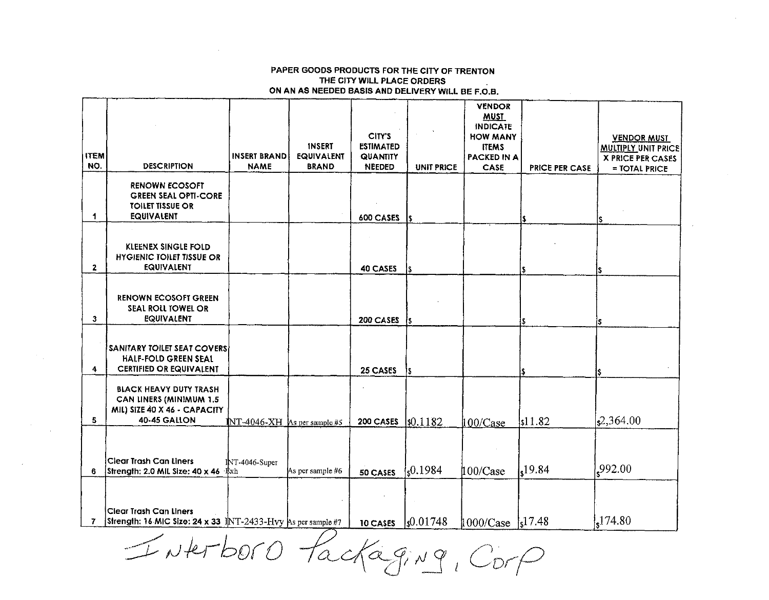**PAPER GOODS PRODUCTS FOR THE CITY OF TRENTON**
**THE CITY WILL PLACE ORDERS**
**ON AN AS NEEDED BASIS AND DELIVERY WILL BE F.O.B.**

| ITEM NO. | DESCRIPTION | INSERT BRAND NAME | INSERT EQUIVALENT BRAND | CITY'S ESTIMATED QUANTITY NEEDED | UNIT PRICE | VENDOR MUST INDICATE HOW MANY ITEMS PACKED IN A CASE | PRICE PER CASE | VENDOR MUST MULTIPLY UNIT PRICE X PRICE PER CASES = TOTAL PRICE |
|---|---|---|---|---|---|---|---|---|
| 1 | RENOWN ECOSOFT GREEN SEAL OPTI-CORE TOILET TISSUE OR EQUIVALENT | | | 600 CASES | $ | | $ | $ |
| 2 | KLEENEX SINGLE FOLD HYGIENIC TOILET TISSUE OR EQUIVALENT | | | 40 CASES | $ | | $ | $ |
| 3 | RENOWN ECOSOFT GREEN SEAL ROLL TOWEL OR EQUIVALENT | | | 200 CASES | $ | | $ | $ |
| 4 | SANITARY TOILET SEAT COVERS HALF-FOLD GREEN SEAL CERTIFIED OR EQUIVALENT | | | 25 CASES | $ | | $ | $ |
| 5 | BLACK HEAVY DUTY TRASH CAN LINERS (MINIMUM 1.5 MIL) SIZE 40 X 46 - CAPACITY 40-45 GALLON | INT-4046-XH | As per sample #5 | 200 CASES | $0.1182 | 100/Case | $11.82 | $2,364.00 |
| 6 | Clear Trash Can Liners Strength: 2.0 MIL Size: 40 x 46 | INT-4046-Super Exh | As per sample #6 | 50 CASES | $0.1984 | 100/Case | $19.84 | $992.00 |
| 7 | Clear Trash Can Liners Strength: 16 MIC Size: 24 x 33 | INT-2433-Hvy | As per sample #7 | 10 CASES | $0.01748 | 1000/Case | $17.48 | $174.80 |

Interboro Packaging, Corp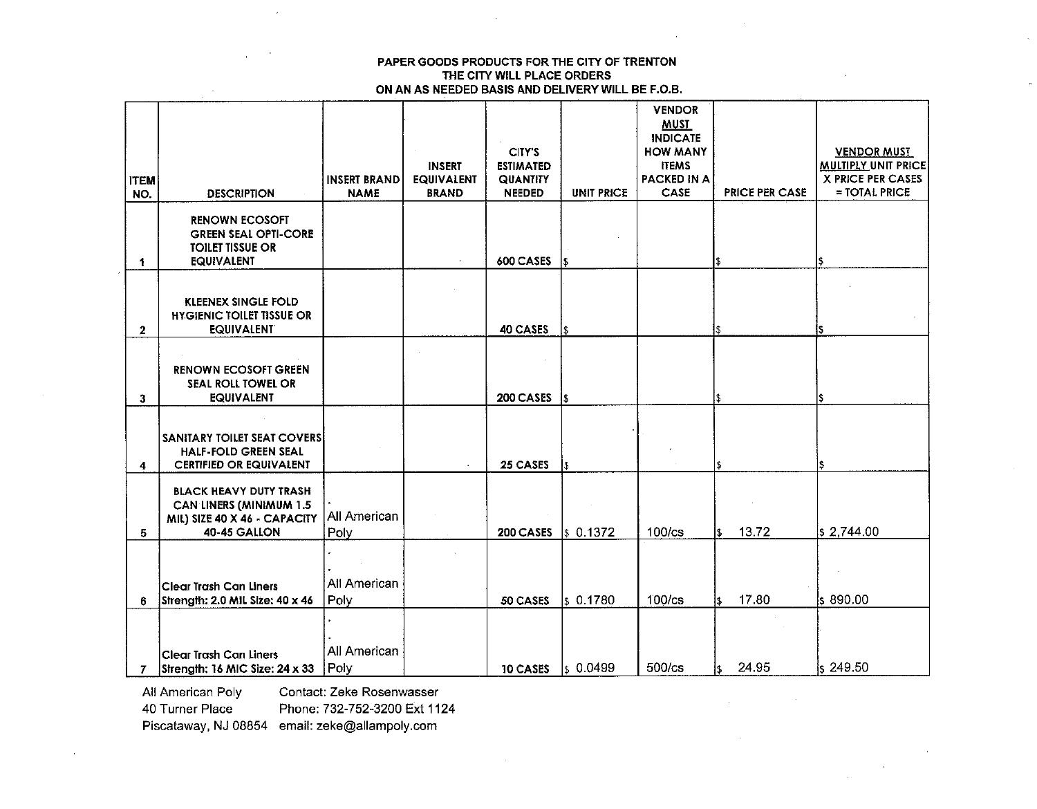**PAPER GOODS PRODUCTS FOR THE CITY OF TRENTON**
**THE CITY WILL PLACE ORDERS**
**ON AN AS NEEDED BASIS AND DELIVERY WILL BE F.O.B.**

| ITEM NO. | DESCRIPTION | INSERT BRAND NAME | INSERT EQUIVALENT BRAND | CITY'S ESTIMATED QUANTITY NEEDED | UNIT PRICE | VENDOR MUST INDICATE HOW MANY ITEMS PACKED IN A CASE | PRICE PER CASE | VENDOR MUST MULTIPLY UNIT PRICE X PRICE PER CASES = TOTAL PRICE |
|---|---|---|---|---|---|---|---|---|
| 1 | RENOWN ECOSOFT GREEN SEAL OPTI-CORE TOILET TISSUE OR EQUIVALENT | | | 600 CASES | $ | | $ | $ |
| 2 | KLEENEX SINGLE FOLD HYGIENIC TOILET TISSUE OR EQUIVALENT | | | 40 CASES | $ | | $ | $ |
| 3 | RENOWN ECOSOFT GREEN SEAL ROLL TOWEL OR EQUIVALENT | | | 200 CASES | $ | | $ | $ |
| 4 | SANITARY TOILET SEAT COVERS HALF-FOLD GREEN SEAL CERTIFIED OR EQUIVALENT | | | 25 CASES | $ | | $ | $ |
| 5 | BLACK HEAVY DUTY TRASH CAN LINERS (MINIMUM 1.5 MIL) SIZE 40 X 46 - CAPACITY 40-45 GALLON | All American Poly | | 200 CASES | $ 0.1372 | 100/cs | $ 13.72 | $ 2,744.00 |
| 6 | Clear Trash Can Liners Strength: 2.0 MIL Size: 40 x 46 | All American Poly | | 50 CASES | $ 0.1780 | 100/cs | $ 17.80 | $ 890.00 |
| 7 | Clear Trash Can Liners Strength: 16 MIC Size: 24 x 33 | All American Poly | | 10 CASES | $ 0.0499 | 500/cs | $ 24.95 | $ 249.50 |

All American Poly
40 Turner Place
Piscataway, NJ 08854

Contact: Zeke Rosenwasser
Phone: 732-752-3200 Ext 1124
email: zeke@allampoly.com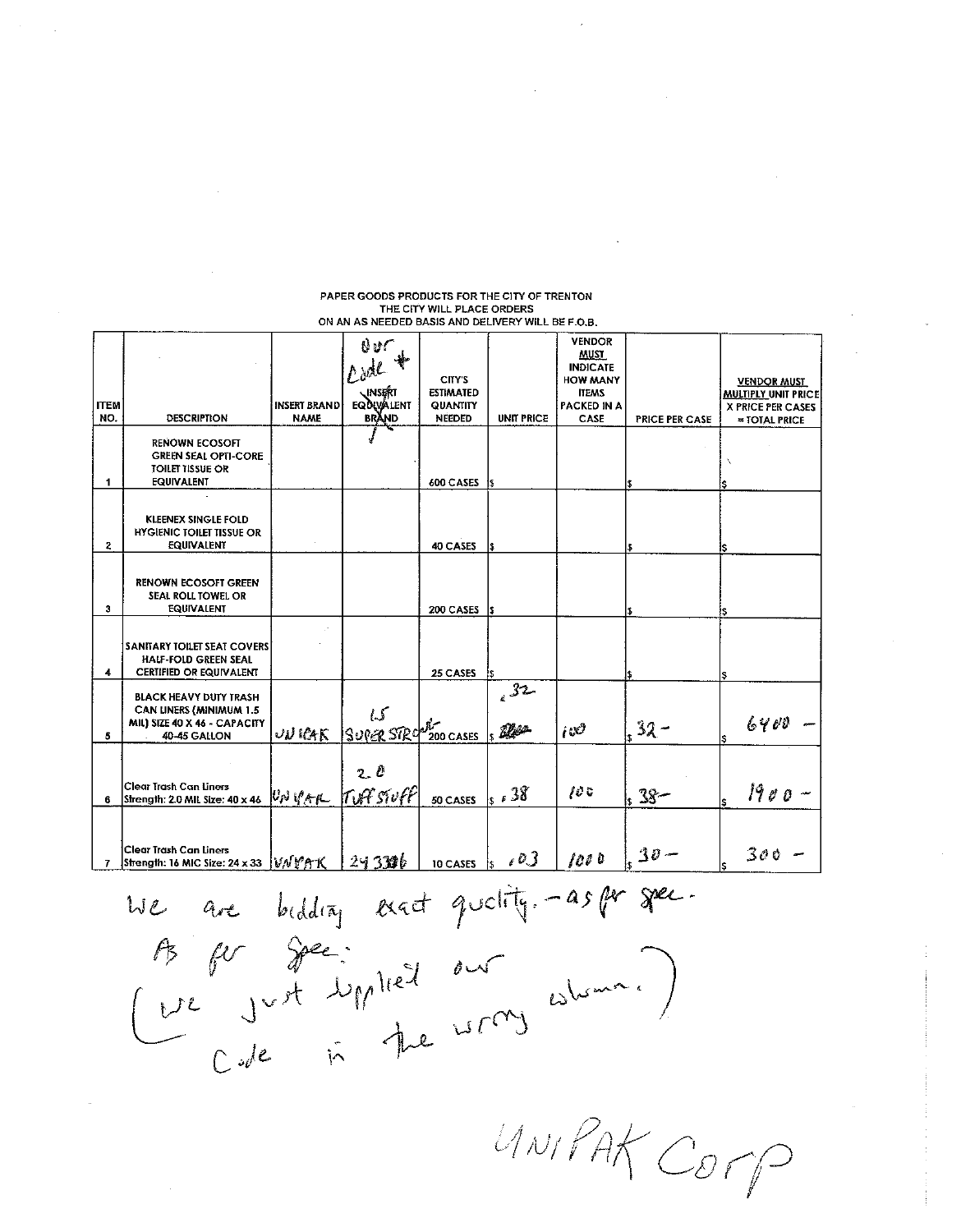PAPER GOODS PRODUCTS FOR THE CITY OF TRENTON
THE CITY WILL PLACE ORDERS
ON AN AS NEEDED BASIS AND DELIVERY WILL BE F.O.B.

| ITEM NO. | DESCRIPTION | INSERT BRAND NAME | Our Code # ~~INSERT EQUIVALENT BRAND~~ | CITY'S ESTIMATED QUANTITY NEEDED | UNIT PRICE | VENDOR MUST INDICATE HOW MANY ITEMS PACKED IN A CASE | PRICE PER CASE | VENDOR MUST MULTIPLY UNIT PRICE X PRICE PER CASES = TOTAL PRICE |
|---|---|---|---|---|---|---|---|---|
| 1 | RENOWN ECOSOFT GREEN SEAL OPTI-CORE TOILET TISSUE OR EQUIVALENT | | | 600 CASES | $ | | $ | $ |
| 2 | KLEENEX SINGLE FOLD HYGIENIC TOILET TISSUE OR EQUIVALENT | | | 40 CASES | $ | | $ | $ |
| 3 | RENOWN ECOSOFT GREEN SEAL ROLL TOWEL OR EQUIVALENT | | | 200 CASES | $ | | $ | $ |
| 4 | SANITARY TOILET SEAT COVERS HALF-FOLD GREEN SEAL CERTIFIED OR EQUIVALENT | | | 25 CASES | $ | | $ | $ |
| 5 | BLACK HEAVY DUTY TRASH CAN LINERS (MINIMUM 1.5 MIL) SIZE 40 X 46 - CAPACITY 40-45 GALLON | UNIPAK | 1.5 SUPER STRONG | 200 CASES | $ .32 | 100 | $ 32 - | $ 6400 - |
| 6 | Clear Trash Can Liners Strength: 2.0 MIL Size: 40 x 46 | UNIPAK | 2.0 TUFF STUFF | 50 CASES | $ .38 | 100 | $ 38 - | $ 1900 - |
| 7 | Clear Trash Can Liners Strength: 16 MIC Size: 24 x 33 | UNIPAK | 243306 | 10 CASES | $ .03 | 1000 | $ 30 - | $ 300 - |

We are bidding exact quality. - as per spec.
As per Spec:
(We just supplied our Code in the wrong column.)

UNIPAK Corp